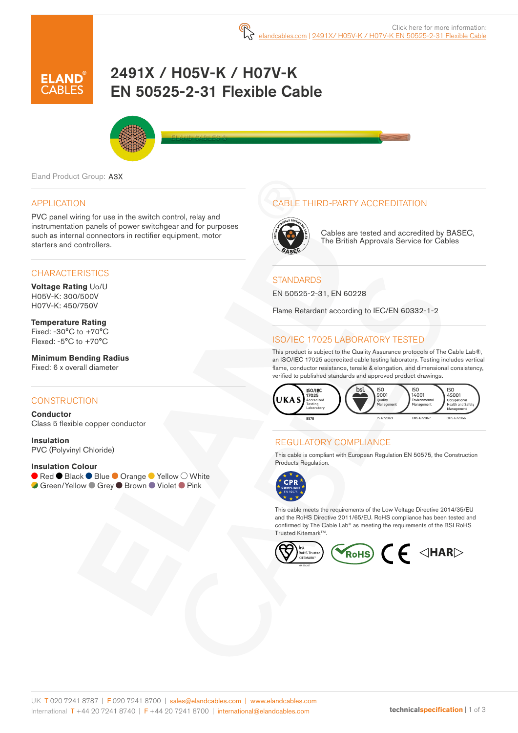Click here for more information:
elandcables.com | 2491X/ H05V-K / H07V-K EN 50525-2-31 Flexible Cable

ELAND® CABLES

# 2491X / H05V-K / H07V-K EN 50525-2-31 Flexible Cable

Eland Product Group: A3X

## APPLICATION

PVC panel wiring for use in the switch control, relay and instrumentation panels of power switchgear and for purposes such as internal connectors in rectifier equipment, motor starters and controllers.

## CHARACTERISTICS

**Voltage Rating** Uo/U
H05V-K: 300/500V
H07V-K: 450/750V

**Temperature Rating**
Fixed: -30°C to +70°C
Flexed: -5°C to +70°C

**Minimum Bending Radius**
Fixed: 6 x overall diameter

## CONSTRUCTION

**Conductor**
Class 5 flexible copper conductor

**Insulation**
PVC (Polyvinyl Chloride)

**Insulation Colour**
Red, Black, Blue, Orange, Yellow, White, Green/Yellow, Grey, Brown, Violet, Pink

## CABLE THIRD-PARTY ACCREDITATION

Cables are tested and accredited by BASEC, The British Approvals Service for Cables

## STANDARDS

EN 50525-2-31, EN 60228

Flame Retardant according to IEC/EN 60332-1-2

## ISO/IEC 17025 LABORATORY TESTED

This product is subject to the Quality Assurance protocols of The Cable Lab®, an ISO/IEC 17025 accredited cable testing laboratory. Testing includes vertical flame, conductor resistance, tensile & elongation, and dimensional consistency, verified to published standards and approved product drawings.

UKAS ISO/IEC 17025 Accredited Testing Laboratory 8578 | bsi. ISO 9001 Quality Management FS 672069 | ISO 14001 Environmental Management EMS 672067 | ISO 45001 Occupational Health and Safety Management OHS 672066

## REGULATORY COMPLIANCE

This cable is compliant with European Regulation EN 50575, the Construction Products Regulation.

CPR COMPLIANT EN 50575

This cable meets the requirements of the Low Voltage Directive 2014/35/EU and the RoHS Directive 2011/65/EU. RoHS compliance has been tested and confirmed by The Cable Lab® as meeting the requirements of the BSI RoHS Trusted Kitemark™.

bsi. RoHS Trusted KITEMARK™ | RoHS | CE | ◁HAR▷

UK T 020 7241 8787 | F 020 7241 8700 | sales@elandcables.com | www.elandcables.com
International T +44 20 7241 8740 | F +44 20 7241 8700 | international@elandcables.com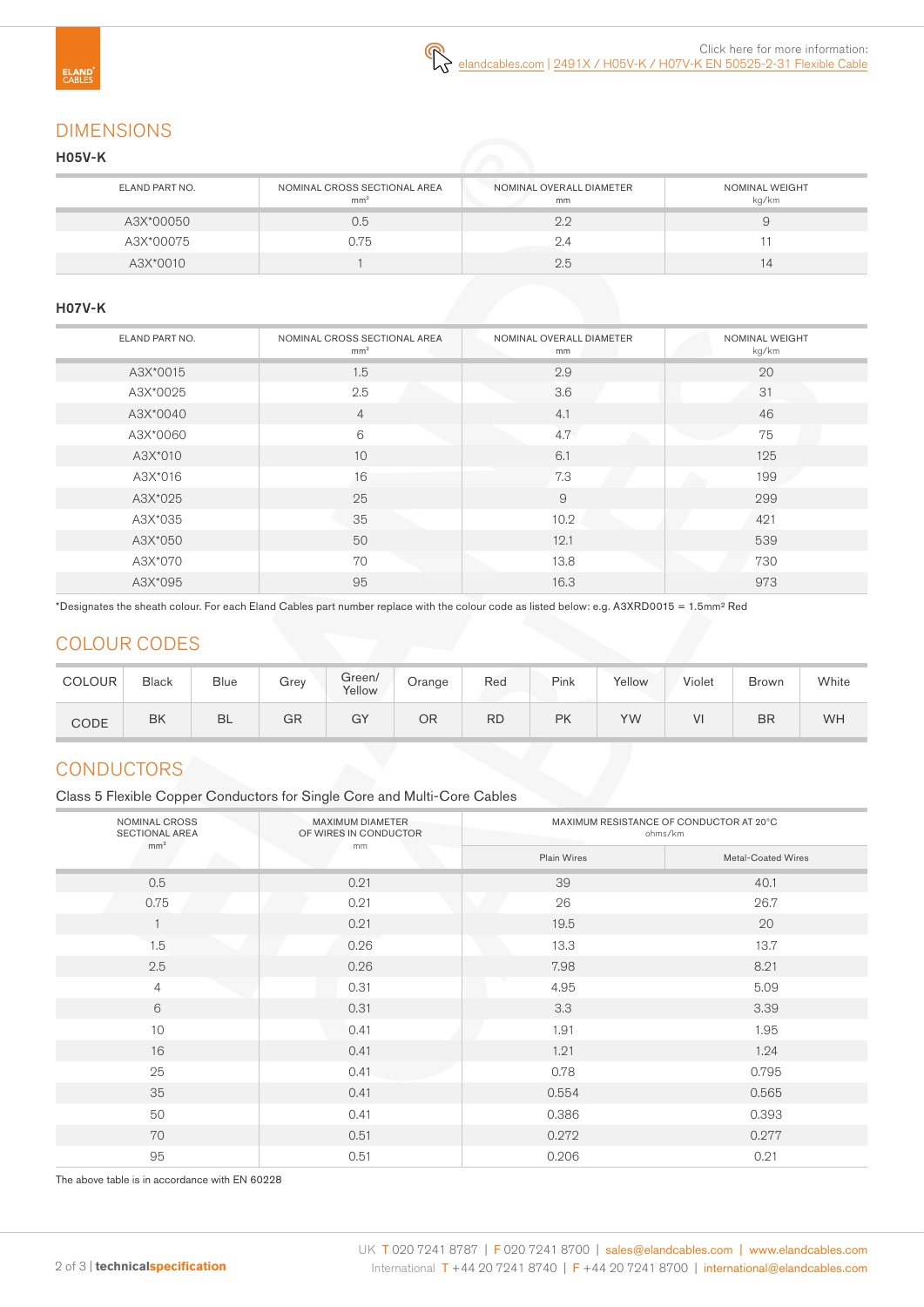Click here for more information: elandcables.com | 2491X / H05V-K / H07V-K EN 50525-2-31 Flexible Cable

## DIMENSIONS

### H05V-K

| ELAND PART NO. | NOMINAL CROSS SECTIONAL AREA mm² | NOMINAL OVERALL DIAMETER mm | NOMINAL WEIGHT kg/km |
|---|---|---|---|
| A3X*00050 | 0.5 | 2.2 | 9 |
| A3X*00075 | 0.75 | 2.4 | 11 |
| A3X*0010 | 1 | 2.5 | 14 |

### H07V-K

| ELAND PART NO. | NOMINAL CROSS SECTIONAL AREA mm² | NOMINAL OVERALL DIAMETER mm | NOMINAL WEIGHT kg/km |
|---|---|---|---|
| A3X*0015 | 1.5 | 2.9 | 20 |
| A3X*0025 | 2.5 | 3.6 | 31 |
| A3X*0040 | 4 | 4.1 | 46 |
| A3X*0060 | 6 | 4.7 | 75 |
| A3X*010 | 10 | 6.1 | 125 |
| A3X*016 | 16 | 7.3 | 199 |
| A3X*025 | 25 | 9 | 299 |
| A3X*035 | 35 | 10.2 | 421 |
| A3X*050 | 50 | 12.1 | 539 |
| A3X*070 | 70 | 13.8 | 730 |
| A3X*095 | 95 | 16.3 | 973 |

*Designates the sheath colour. For each Eland Cables part number replace with the colour code as listed below: e.g. A3XRD0015 = 1.5mm² Red

## COLOUR CODES

| COLOUR | Black | Blue | Grey | Green/ Yellow | Orange | Red | Pink | Yellow | Violet | Brown | White |
|---|---|---|---|---|---|---|---|---|---|---|---|
| CODE | BK | BL | GR | GY | OR | RD | PK | YW | VI | BR | WH |

## CONDUCTORS

Class 5 Flexible Copper Conductors for Single Core and Multi-Core Cables

| NOMINAL CROSS SECTIONAL AREA mm² | MAXIMUM DIAMETER OF WIRES IN CONDUCTOR mm | MAXIMUM RESISTANCE OF CONDUCTOR AT 20°C ohms/km | |
|---|---|---|---|
| | | Plain Wires | Metal-Coated Wires |
| 0.5 | 0.21 | 39 | 40.1 |
| 0.75 | 0.21 | 26 | 26.7 |
| 1 | 0.21 | 19.5 | 20 |
| 1.5 | 0.26 | 13.3 | 13.7 |
| 2.5 | 0.26 | 7.98 | 8.21 |
| 4 | 0.31 | 4.95 | 5.09 |
| 6 | 0.31 | 3.3 | 3.39 |
| 10 | 0.41 | 1.91 | 1.95 |
| 16 | 0.41 | 1.21 | 1.24 |
| 25 | 0.41 | 0.78 | 0.795 |
| 35 | 0.41 | 0.554 | 0.565 |
| 50 | 0.41 | 0.386 | 0.393 |
| 70 | 0.51 | 0.272 | 0.277 |
| 95 | 0.51 | 0.206 | 0.21 |

The above table is in accordance with EN 60228

UK T 020 7241 8787 | F 020 7241 8700 | sales@elandcables.com | www.elandcables.com
International T +44 20 7241 8740 | F +44 20 7241 8700 | international@elandcables.com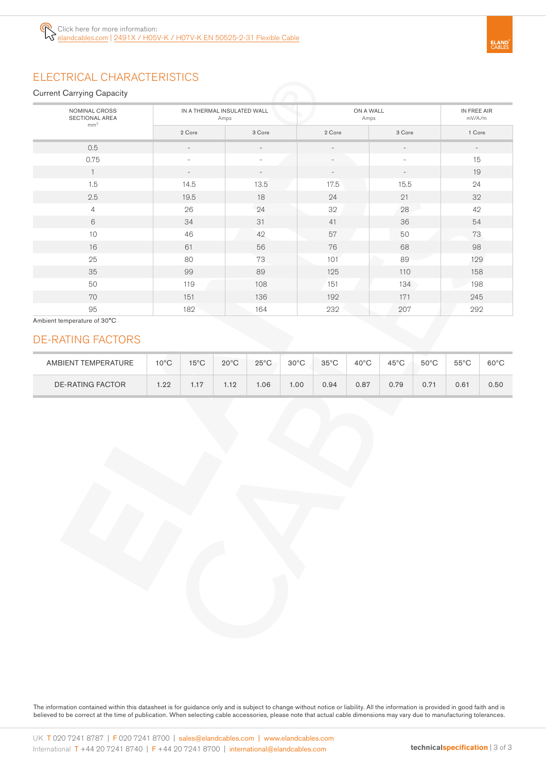Click here for more information:
elandcables.com | 2491X / H05V-K / H07V-K EN 50525-2-31 Flexible Cable

## ELECTRICAL CHARACTERISTICS

Current Carrying Capacity

| NOMINAL CROSS SECTIONAL AREA $mm^2$ | IN A THERMAL INSULATED WALL Amps | | ON A WALL Amps | | IN FREE AIR mV/A/m |
|---|---|---|---|---|---|
| | 2 Core | 3 Core | 2 Core | 3 Core | 1 Core |
| 0.5 | - | - | - | - | - |
| 0.75 | - | - | - | - | 15 |
| 1 | - | - | - | - | 19 |
| 1.5 | 14.5 | 13.5 | 17.5 | 15.5 | 24 |
| 2.5 | 19.5 | 18 | 24 | 21 | 32 |
| 4 | 26 | 24 | 32 | 28 | 42 |
| 6 | 34 | 31 | 41 | 36 | 54 |
| 10 | 46 | 42 | 57 | 50 | 73 |
| 16 | 61 | 56 | 76 | 68 | 98 |
| 25 | 80 | 73 | 101 | 89 | 129 |
| 35 | 99 | 89 | 125 | 110 | 158 |
| 50 | 119 | 108 | 151 | 134 | 198 |
| 70 | 151 | 136 | 192 | 171 | 245 |
| 95 | 182 | 164 | 232 | 207 | 292 |

Ambient temperature of 30°C

## DE-RATING FACTORS

| AMBIENT TEMPERATURE | 10°C | 15°C | 20°C | 25°C | 30°C | 35°C | 40°C | 45°C | 50°C | 55°C | 60°C |
|---|---|---|---|---|---|---|---|---|---|---|---|
| DE-RATING FACTOR | 1.22 | 1.17 | 1.12 | 1.06 | 1.00 | 0.94 | 0.87 | 0.79 | 0.71 | 0.61 | 0.50 |

The information contained within this datasheet is for guidance only and is subject to change without notice or liability. All the information is provided in good faith and is believed to be correct at the time of publication. When selecting cable accessories, please note that actual cable dimensions may vary due to manufacturing tolerances.

UK T 020 7241 8787 | F 020 7241 8700 | sales@elandcables.com | www.elandcables.com
International T +44 20 7241 8740 | F +44 20 7241 8700 | international@elandcables.com